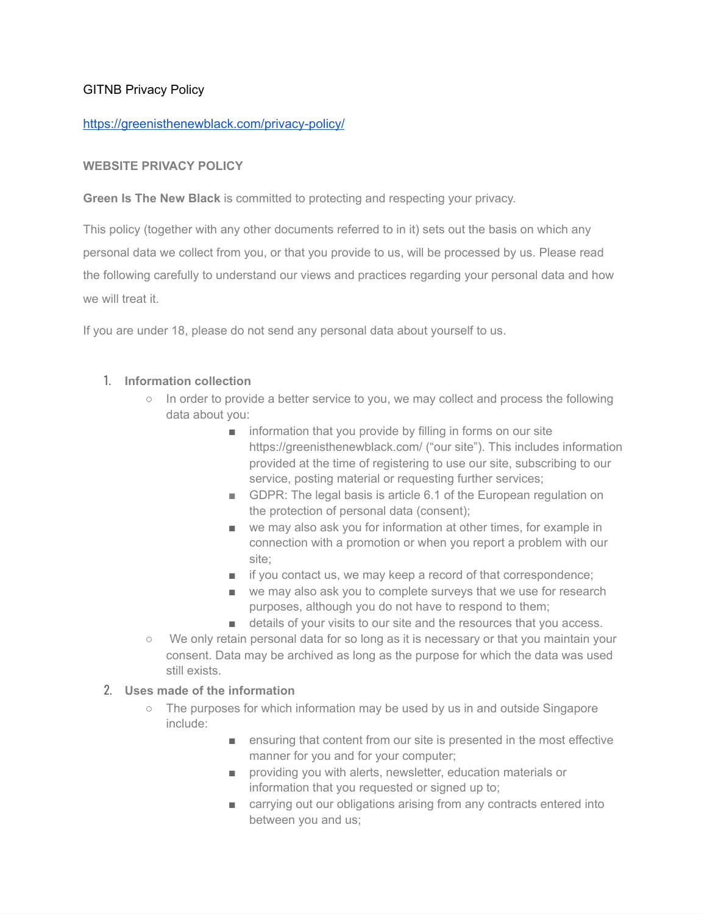GITNB Privacy Policy

https://greenisthenewblack.com/privacy-policy/

## WEBSITE PRIVACY POLICY

**Green Is The New Black** is committed to protecting and respecting your privacy.

This policy (together with any other documents referred to in it) sets out the basis on which any personal data we collect from you, or that you provide to us, will be processed by us. Please read the following carefully to understand our views and practices regarding your personal data and how we will treat it.

If you are under 18, please do not send any personal data about yourself to us.

1. **Information collection**
   - In order to provide a better service to you, we may collect and process the following data about you:
     - information that you provide by filling in forms on our site https://greenisthenewblack.com/ ("our site"). This includes information provided at the time of registering to use our site, subscribing to our service, posting material or requesting further services;
     - GDPR: The legal basis is article 6.1 of the European regulation on the protection of personal data (consent);
     - we may also ask you for information at other times, for example in connection with a promotion or when you report a problem with our site;
     - if you contact us, we may keep a record of that correspondence;
     - we may also ask you to complete surveys that we use for research purposes, although you do not have to respond to them;
     - details of your visits to our site and the resources that you access.
   - We only retain personal data for so long as it is necessary or that you maintain your consent. Data may be archived as long as the purpose for which the data was used still exists.
2. **Uses made of the information**
   - The purposes for which information may be used by us in and outside Singapore include:
     - ensuring that content from our site is presented in the most effective manner for you and for your computer;
     - providing you with alerts, newsletter, education materials or information that you requested or signed up to;
     - carrying out our obligations arising from any contracts entered into between you and us;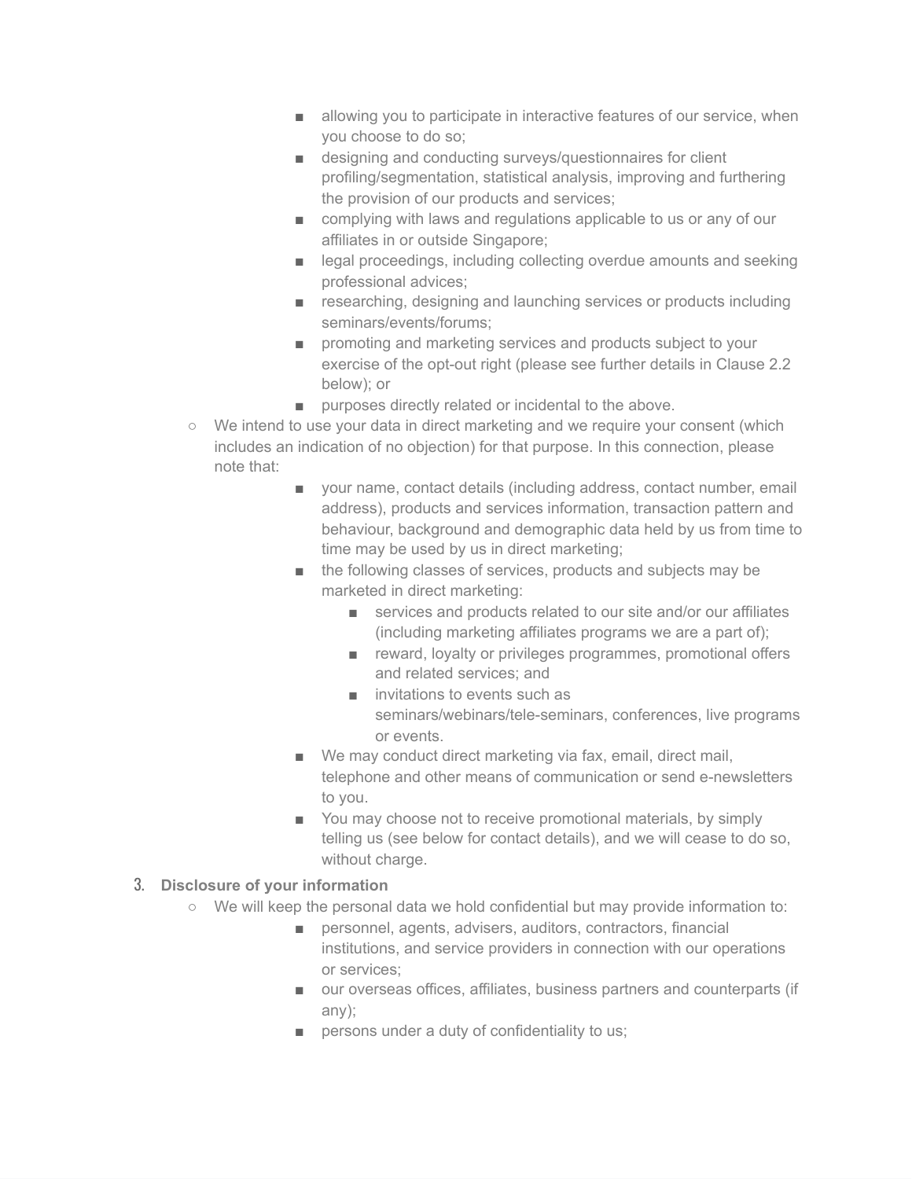- allowing you to participate in interactive features of our service, when you choose to do so;
        - designing and conducting surveys/questionnaires for client profiling/segmentation, statistical analysis, improving and furthering the provision of our products and services;
        - complying with laws and regulations applicable to us or any of our affiliates in or outside Singapore;
        - legal proceedings, including collecting overdue amounts and seeking professional advices;
        - researching, designing and launching services or products including seminars/events/forums;
        - promoting and marketing services and products subject to your exercise of the opt-out right (please see further details in Clause 2.2 below); or
        - purposes directly related or incidental to the above.
    - We intend to use your data in direct marketing and we require your consent (which includes an indication of no objection) for that purpose. In this connection, please note that:
        - your name, contact details (including address, contact number, email address), products and services information, transaction pattern and behaviour, background and demographic data held by us from time to time may be used by us in direct marketing;
        - the following classes of services, products and subjects may be marketed in direct marketing:
            - services and products related to our site and/or our affiliates (including marketing affiliates programs we are a part of);
            - reward, loyalty or privileges programmes, promotional offers and related services; and
            - invitations to events such as seminars/webinars/tele-seminars, conferences, live programs or events.
        - We may conduct direct marketing via fax, email, direct mail, telephone and other means of communication or send e-newsletters to you.
        - You may choose not to receive promotional materials, by simply telling us (see below for contact details), and we will cease to do so, without charge.

3. **Disclosure of your information**
    - We will keep the personal data we hold confidential but may provide information to:
        - personnel, agents, advisers, auditors, contractors, financial institutions, and service providers in connection with our operations or services;
        - our overseas offices, affiliates, business partners and counterparts (if any);
        - persons under a duty of confidentiality to us;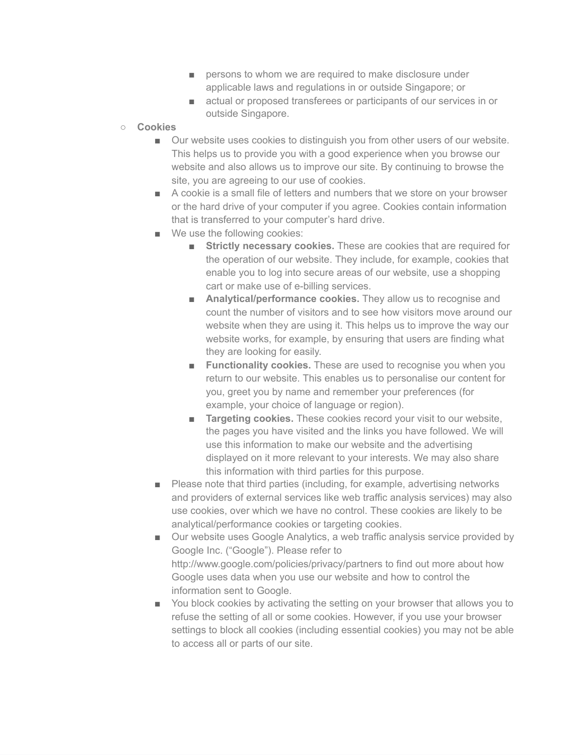- persons to whom we are required to make disclosure under applicable laws and regulations in or outside Singapore; or
        - actual or proposed transferees or participants of our services in or outside Singapore.
- **Cookies**
    - Our website uses cookies to distinguish you from other users of our website. This helps us to provide you with a good experience when you browse our website and also allows us to improve our site. By continuing to browse the site, you are agreeing to our use of cookies.
    - A cookie is a small file of letters and numbers that we store on your browser or the hard drive of your computer if you agree. Cookies contain information that is transferred to your computer's hard drive.
    - We use the following cookies:
        - **Strictly necessary cookies.** These are cookies that are required for the operation of our website. They include, for example, cookies that enable you to log into secure areas of our website, use a shopping cart or make use of e-billing services.
        - **Analytical/performance cookies.** They allow us to recognise and count the number of visitors and to see how visitors move around our website when they are using it. This helps us to improve the way our website works, for example, by ensuring that users are finding what they are looking for easily.
        - **Functionality cookies.** These are used to recognise you when you return to our website. This enables us to personalise our content for you, greet you by name and remember your preferences (for example, your choice of language or region).
        - **Targeting cookies.** These cookies record your visit to our website, the pages you have visited and the links you have followed. We will use this information to make our website and the advertising displayed on it more relevant to your interests. We may also share this information with third parties for this purpose.
    - Please note that third parties (including, for example, advertising networks and providers of external services like web traffic analysis services) may also use cookies, over which we have no control. These cookies are likely to be analytical/performance cookies or targeting cookies.
    - Our website uses Google Analytics, a web traffic analysis service provided by Google Inc. ("Google"). Please refer to http://www.google.com/policies/privacy/partners to find out more about how Google uses data when you use our website and how to control the information sent to Google.
    - You block cookies by activating the setting on your browser that allows you to refuse the setting of all or some cookies. However, if you use your browser settings to block all cookies (including essential cookies) you may not be able to access all or parts of our site.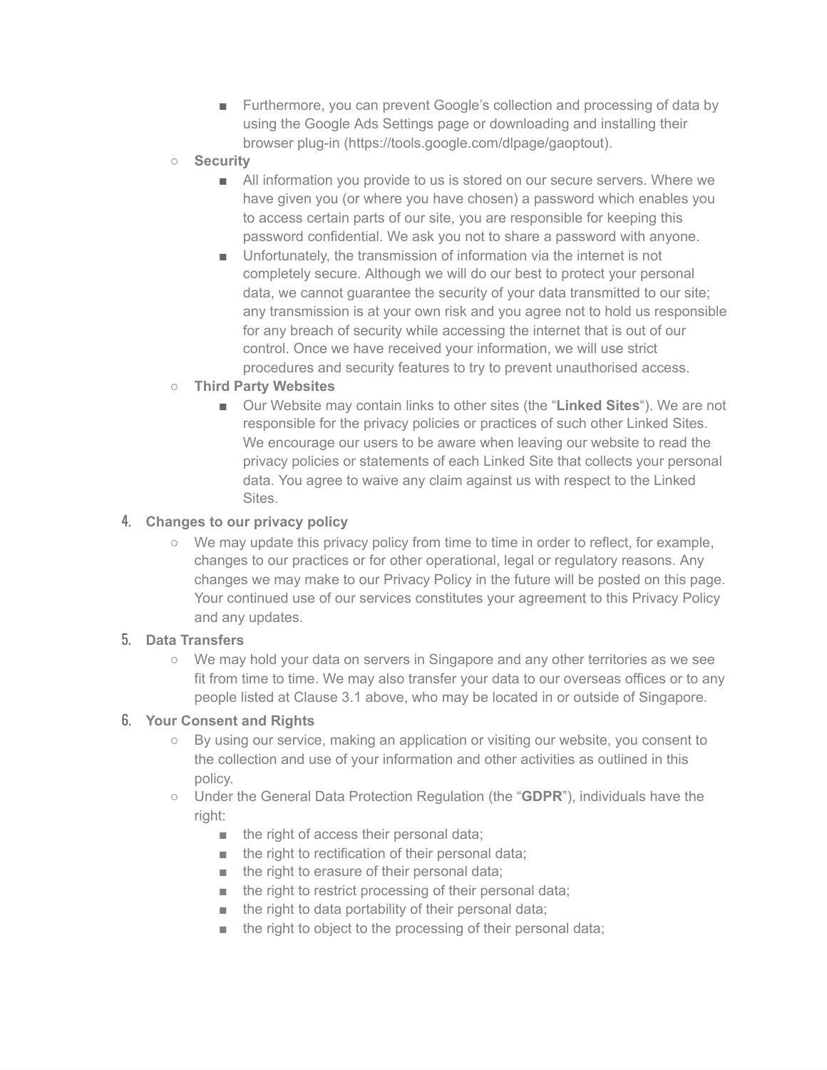- Furthermore, you can prevent Google's collection and processing of data by using the Google Ads Settings page or downloading and installing their browser plug-in (https://tools.google.com/dlpage/gaoptout).
    - **Security**
        - All information you provide to us is stored on our secure servers. Where we have given you (or where you have chosen) a password which enables you to access certain parts of our site, you are responsible for keeping this password confidential. We ask you not to share a password with anyone.
        - Unfortunately, the transmission of information via the internet is not completely secure. Although we will do our best to protect your personal data, we cannot guarantee the security of your data transmitted to our site; any transmission is at your own risk and you agree not to hold us responsible for any breach of security while accessing the internet that is out of our control. Once we have received your information, we will use strict procedures and security features to try to prevent unauthorised access.
    - **Third Party Websites**
        - Our Website may contain links to other sites (the "**Linked Sites**"). We are not responsible for the privacy policies or practices of such other Linked Sites. We encourage our users to be aware when leaving our website to read the privacy policies or statements of each Linked Site that collects your personal data. You agree to waive any claim against us with respect to the Linked Sites.

4. **Changes to our privacy policy**
    - We may update this privacy policy from time to time in order to reflect, for example, changes to our practices or for other operational, legal or regulatory reasons. Any changes we may make to our Privacy Policy in the future will be posted on this page. Your continued use of our services constitutes your agreement to this Privacy Policy and any updates.
5. **Data Transfers**
    - We may hold your data on servers in Singapore and any other territories as we see fit from time to time. We may also transfer your data to our overseas offices or to any people listed at Clause 3.1 above, who may be located in or outside of Singapore.
6. **Your Consent and Rights**
    - By using our service, making an application or visiting our website, you consent to the collection and use of your information and other activities as outlined in this policy.
    - Under the General Data Protection Regulation (the "**GDPR**"), individuals have the right:
        - the right of access their personal data;
        - the right to rectification of their personal data;
        - the right to erasure of their personal data;
        - the right to restrict processing of their personal data;
        - the right to data portability of their personal data;
        - the right to object to the processing of their personal data;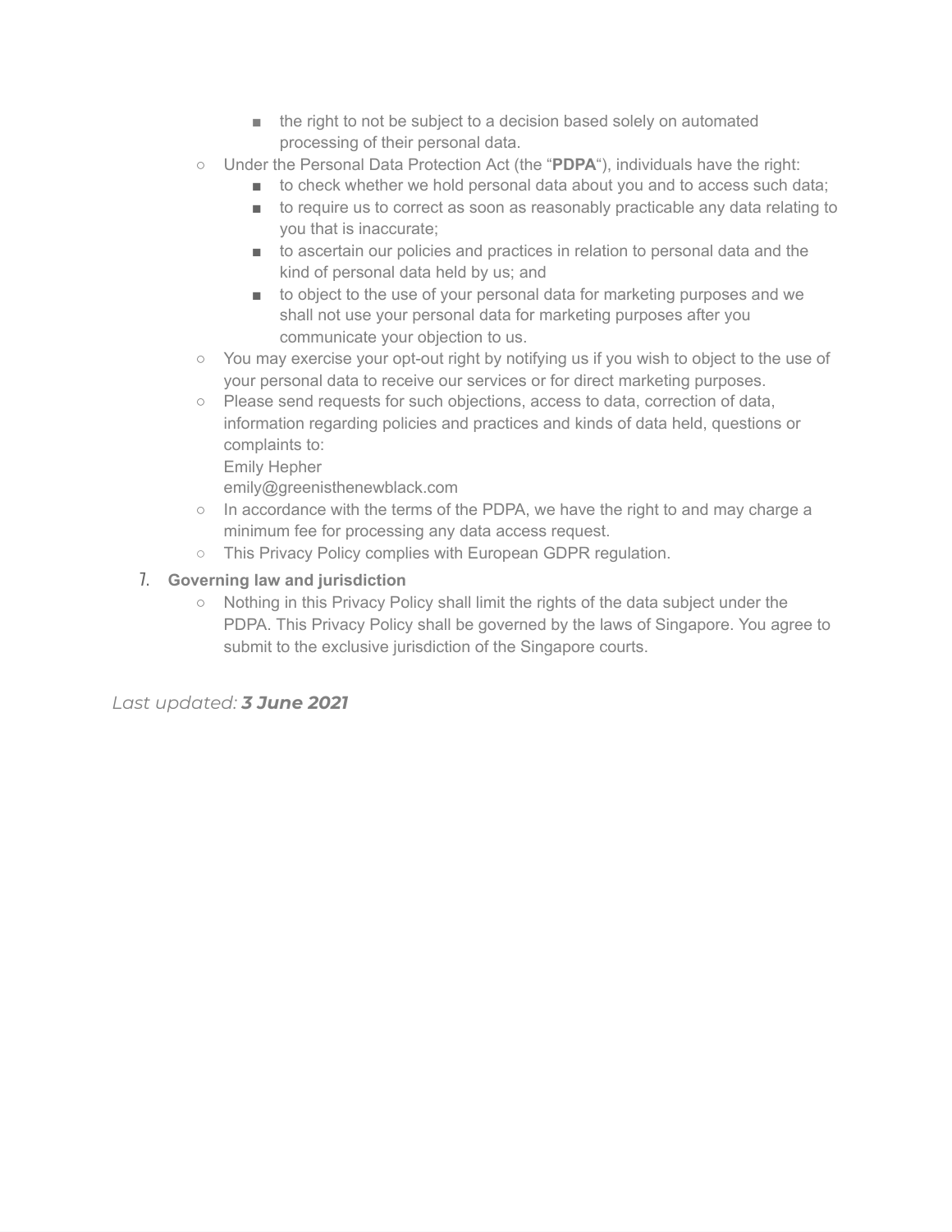- the right to not be subject to a decision based solely on automated processing of their personal data.
    - Under the Personal Data Protection Act (the "**PDPA**"), individuals have the right:
        - to check whether we hold personal data about you and to access such data;
        - to require us to correct as soon as reasonably practicable any data relating to you that is inaccurate;
        - to ascertain our policies and practices in relation to personal data and the kind of personal data held by us; and
        - to object to the use of your personal data for marketing purposes and we shall not use your personal data for marketing purposes after you communicate your objection to us.
    - You may exercise your opt-out right by notifying us if you wish to object to the use of your personal data to receive our services or for direct marketing purposes.
    - Please send requests for such objections, access to data, correction of data, information regarding policies and practices and kinds of data held, questions or complaints to:
      Emily Hepher
      emily@greenisthenewblack.com
    - In accordance with the terms of the PDPA, we have the right to and may charge a minimum fee for processing any data access request.
    - This Privacy Policy complies with European GDPR regulation.

7. **Governing law and jurisdiction**
    - Nothing in this Privacy Policy shall limit the rights of the data subject under the PDPA. This Privacy Policy shall be governed by the laws of Singapore. You agree to submit to the exclusive jurisdiction of the Singapore courts.

*Last updated: **3 June 2021***